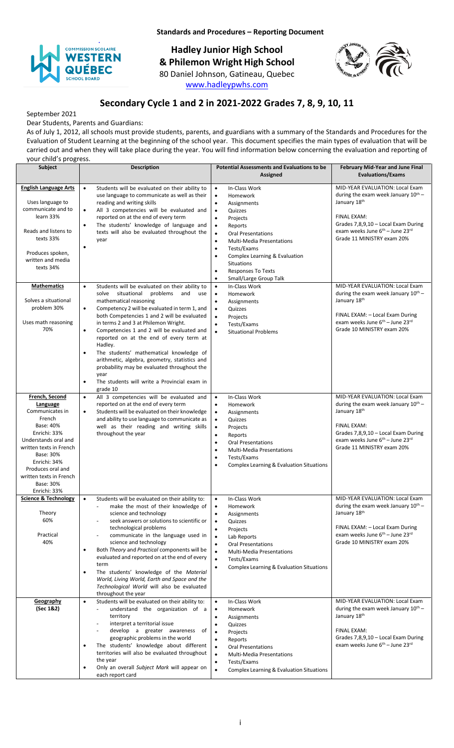**Standards and Procedures – Reporting Document**

# Hadley Junior High School & Philemon Wright High School

80 Daniel Johnson, Gatineau, Quebec

www.hadleypwhs.com

## Secondary Cycle 1 and 2 in 2021-2022 Grades 7, 8, 9, 10, 11

September 2021

Dear Students, Parents and Guardians:

As of July 1, 2012, all schools must provide students, parents, and guardians with a summary of the Standards and Procedures for the Evaluation of Student Learning at the beginning of the school year. This document specifies the main types of evaluation that will be carried out and when they will take place during the year. You will find information below concerning the evaluation and reporting of your child's progress.

| Subject | Description | Potential Assessments and Evaluations to be Assigned | February Mid-Year and June Final Evaluations/Exams |
|---|---|---|---|
| **English Language Arts**<br><br>Uses language to communicate and to learn 33%<br><br>Reads and listens to texts 33%<br><br>Produces spoken, written and media texts 34% | • Students will be evaluated on their ability to use language to communicate as well as their reading and writing skills<br>• All 3 competencies will be evaluated and reported on at the end of every term<br>• The students' knowledge of language and texts will also be evaluated throughout the year<br>• | • In-Class Work<br>• Homework<br>• Assignments<br>• Quizzes<br>• Projects<br>• Reports<br>• Oral Presentations<br>• Multi-Media Presentations<br>• Tests/Exams<br>• Complex Learning & Evaluation Situations<br>• Responses To Texts<br>• Small/Large Group Talk | MID-YEAR EVALUATION: Local Exam during the exam week January 10th – January 18th<br><br>FINAL EXAM:<br>Grades 7,8,9,10 – Local Exam During exam weeks June 6th – June 23rd<br>Grade 11 MINISTRY exam 20% |
| **Mathematics**<br><br>Solves a situational problem 30%<br><br>Uses math reasoning 70% | • Students will be evaluated on their ability to solve situational problems and use mathematical reasoning<br>• Competency 2 will be evaluated in term 1, and both Competencies 1 and 2 will be evaluated in terms 2 and 3 at Philemon Wright.<br>• Competencies 1 and 2 will be evaluated and reported on at the end of every term at Hadley.<br>• The students' mathematical knowledge of arithmetic, algebra, geometry, statistics and probability may be evaluated throughout the year<br>• The students will write a Provincial exam in grade 10 | • In-Class Work<br>• Homework<br>• Assignments<br>• Quizzes<br>• Projects<br>• Tests/Exams<br>• Situational Problems | MID-YEAR EVALUATION: Local Exam during the exam week January 10th – January 18th<br><br>FINAL EXAM: – Local Exam During exam weeks June 6th – June 23rd<br>Grade 10 MINISTRY exam 20% |
| **French, Second Language**<br>Communicates in French<br>Base: 40%<br>Enrichi: 33%<br>Understands oral and written texts in French<br>Base: 30%<br>Enrichi: 34%<br>Produces oral and written texts in French<br>Base: 30%<br>Enrichi: 33% | • All 3 competencies will be evaluated and reported on at the end of every term<br>• Students will be evaluated on their knowledge and ability to use language to communicate as well as their reading and writing skills throughout the year | • In-Class Work<br>• Homework<br>• Assignments<br>• Quizzes<br>• Projects<br>• Reports<br>• Oral Presentations<br>• Multi-Media Presentations<br>• Tests/Exams<br>• Complex Learning & Evaluation Situations | MID-YEAR EVALUATION: Local Exam during the exam week January 10th – January 18th<br><br>FINAL EXAM:<br>Grades 7,8,9,10 – Local Exam During exam weeks June 6th – June 23rd<br>Grade 11 MINISTRY exam 20% |
| **Science & Technology**<br><br>Theory 60%<br><br>Practical 40% | • Students will be evaluated on their ability to:<br>- make the most of their knowledge of science and technology<br>- seek answers or solutions to scientific or technological problems<br>- communicate in the language used in science and technology<br>• Both *Theory* and *Practical* components will be evaluated and reported on at the end of every term<br>• The students' knowledge of the *Material World, Living World, Earth and Space and the Technological World* will also be evaluated throughout the year | • In-Class Work<br>• Homework<br>• Assignments<br>• Quizzes<br>• Projects<br>• Lab Reports<br>• Oral Presentations<br>• Multi-Media Presentations<br>• Tests/Exams<br>• Complex Learning & Evaluation Situations | MID-YEAR EVALUATION: Local Exam during the exam week January 10th – January 18th<br><br>FINAL EXAM: – Local Exam During exam weeks June 6th – June 23rd<br>Grade 10 MINISTRY exam 20% |
| **Geography (Sec 1&2)** | • Students will be evaluated on their ability to:<br>- understand the organization of a territory<br>- interpret a territorial issue<br>- develop a greater awareness of geographic problems in the world<br>• The students' knowledge about different territories will also be evaluated throughout the year<br>• Only an overall *Subject Mark* will appear on each report card | • In-Class Work<br>• Homework<br>• Assignments<br>• Quizzes<br>• Projects<br>• Reports<br>• Oral Presentations<br>• Multi-Media Presentations<br>• Tests/Exams<br>• Complex Learning & Evaluation Situations | MID-YEAR EVALUATION: Local Exam during the exam week January 10th – January 18th<br><br>FINAL EXAM:<br>Grades 7,8,9,10 – Local Exam During exam weeks June 6th – June 23rd |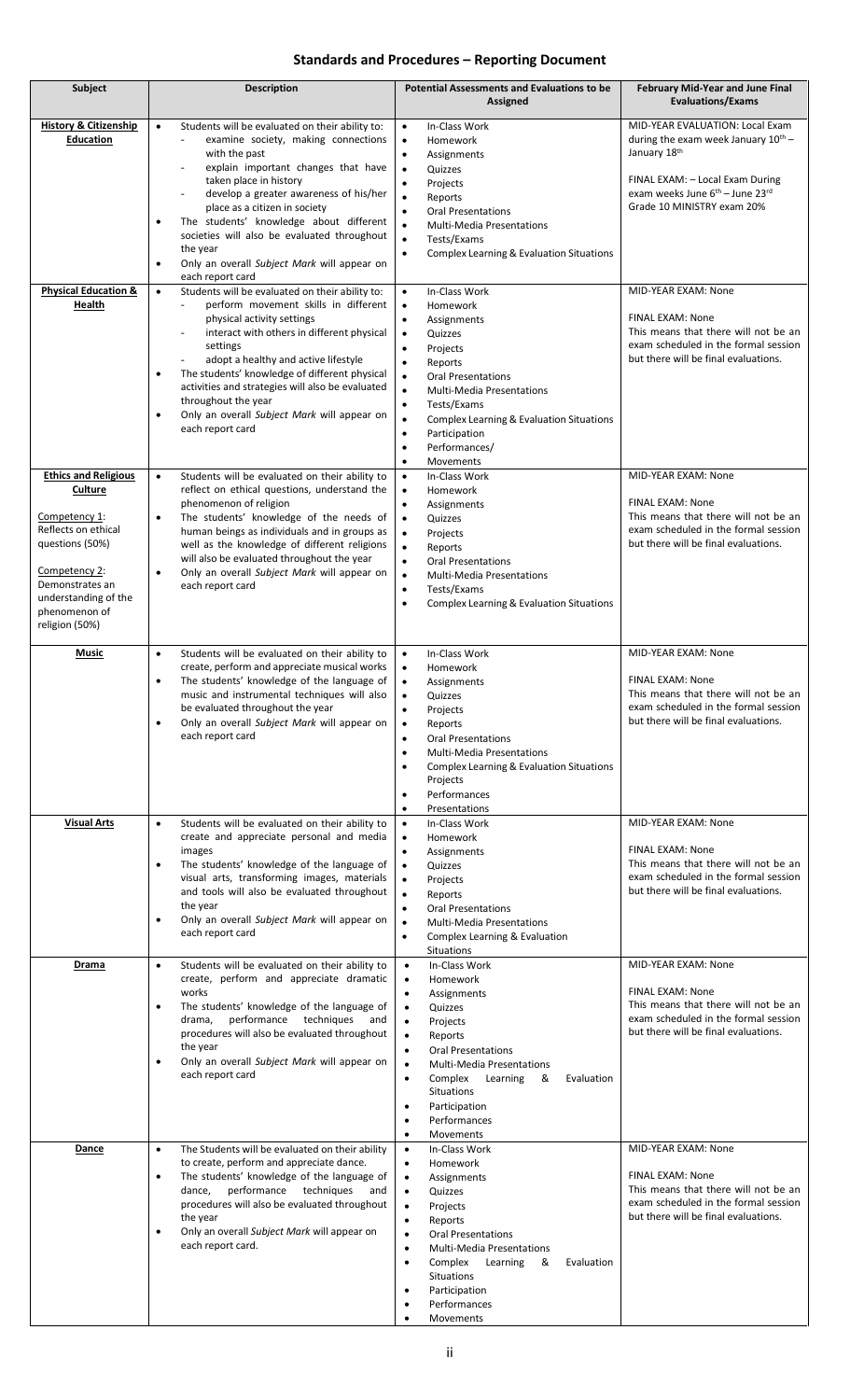# Standards and Procedures – Reporting Document

| Subject | Description | Potential Assessments and Evaluations to be Assigned | February Mid-Year and June Final Evaluations/Exams |
| --- | --- | --- | --- |
| **History & Citizenship Education** | • Students will be evaluated on their ability to:<br>- examine society, making connections with the past<br>- explain important changes that have taken place in history<br>- develop a greater awareness of his/her place as a citizen in society<br>• The students' knowledge about different societies will also be evaluated throughout the year<br>• Only an overall *Subject Mark* will appear on each report card | • In-Class Work<br>• Homework<br>• Assignments<br>• Quizzes<br>• Projects<br>• Reports<br>• Oral Presentations<br>• Multi-Media Presentations<br>• Tests/Exams<br>• Complex Learning & Evaluation Situations | MID-YEAR EVALUATION: Local Exam during the exam week January 10th – January 18th<br><br>FINAL EXAM: – Local Exam During exam weeks June 6th – June 23rd<br>Grade 10 MINISTRY exam 20% |
| **Physical Education & Health** | • Students will be evaluated on their ability to:<br>- perform movement skills in different physical activity settings<br>- interact with others in different physical settings<br>- adopt a healthy and active lifestyle<br>• The students' knowledge of different physical activities and strategies will also be evaluated throughout the year<br>• Only an overall *Subject Mark* will appear on each report card | • In-Class Work<br>• Homework<br>• Assignments<br>• Quizzes<br>• Projects<br>• Reports<br>• Oral Presentations<br>• Multi-Media Presentations<br>• Tests/Exams<br>• Complex Learning & Evaluation Situations<br>• Participation<br>• Performances/<br>• Movements | MID-YEAR EXAM: None<br><br>FINAL EXAM: None<br>This means that there will not be an exam scheduled in the formal session but there will be final evaluations. |
| **Ethics and Religious Culture**<br><br>Competency 1: Reflects on ethical questions (50%)<br><br>Competency 2: Demonstrates an understanding of the phenomenon of religion (50%) | • Students will be evaluated on their ability to reflect on ethical questions, understand the phenomenon of religion<br>• The students' knowledge of the needs of human beings as individuals and in groups as well as the knowledge of different religions will also be evaluated throughout the year<br>• Only an overall *Subject Mark* will appear on each report card | • In-Class Work<br>• Homework<br>• Assignments<br>• Quizzes<br>• Projects<br>• Reports<br>• Oral Presentations<br>• Multi-Media Presentations<br>• Tests/Exams<br>• Complex Learning & Evaluation Situations | MID-YEAR EXAM: None<br><br>FINAL EXAM: None<br>This means that there will not be an exam scheduled in the formal session but there will be final evaluations. |
| **Music** | • Students will be evaluated on their ability to create, perform and appreciate musical works<br>• The students' knowledge of the language of music and instrumental techniques will also be evaluated throughout the year<br>• Only an overall *Subject Mark* will appear on each report card | • In-Class Work<br>• Homework<br>• Assignments<br>• Quizzes<br>• Projects<br>• Reports<br>• Oral Presentations<br>• Multi-Media Presentations<br>• Complex Learning & Evaluation Situations Projects<br>• Performances<br>• Presentations | MID-YEAR EXAM: None<br><br>FINAL EXAM: None<br>This means that there will not be an exam scheduled in the formal session but there will be final evaluations. |
| **Visual Arts** | • Students will be evaluated on their ability to create and appreciate personal and media images<br>• The students' knowledge of the language of visual arts, transforming images, materials and tools will also be evaluated throughout the year<br>• Only an overall *Subject Mark* will appear on each report card | • In-Class Work<br>• Homework<br>• Assignments<br>• Quizzes<br>• Projects<br>• Reports<br>• Oral Presentations<br>• Multi-Media Presentations<br>• Complex Learning & Evaluation Situations | MID-YEAR EXAM: None<br><br>FINAL EXAM: None<br>This means that there will not be an exam scheduled in the formal session but there will be final evaluations. |
| **Drama** | • Students will be evaluated on their ability to create, perform and appreciate dramatic works<br>• The students' knowledge of the language of drama, performance techniques and procedures will also be evaluated throughout the year<br>• Only an overall *Subject Mark* will appear on each report card | • In-Class Work<br>• Homework<br>• Assignments<br>• Quizzes<br>• Projects<br>• Reports<br>• Oral Presentations<br>• Multi-Media Presentations<br>• Complex Learning & Evaluation Situations<br>• Participation<br>• Performances<br>• Movements | MID-YEAR EXAM: None<br><br>FINAL EXAM: None<br>This means that there will not be an exam scheduled in the formal session but there will be final evaluations. |
| **Dance** | • The Students will be evaluated on their ability to create, perform and appreciate dance.<br>• The students' knowledge of the language of dance, performance techniques and procedures will also be evaluated throughout the year<br>• Only an overall *Subject Mark* will appear on each report card. | • In-Class Work<br>• Homework<br>• Assignments<br>• Quizzes<br>• Projects<br>• Reports<br>• Oral Presentations<br>• Multi-Media Presentations<br>• Complex Learning & Evaluation Situations<br>• Participation<br>• Performances<br>• Movements | MID-YEAR EXAM: None<br><br>FINAL EXAM: None<br>This means that there will not be an exam scheduled in the formal session but there will be final evaluations. |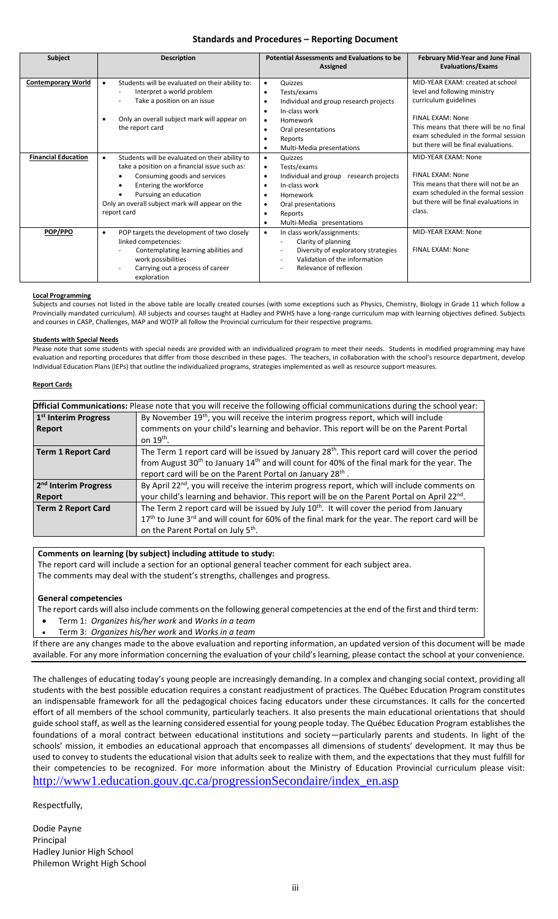## Standards and Procedures – Reporting Document

| Subject | Description | Potential Assessments and Evaluations to be Assigned | February Mid-Year and June Final Evaluations/Exams |
|---|---|---|---|
| **Contemporary World** | • Students will be evaluated on their ability to:<br>- Interpret a world problem<br>- Take a position on an issue<br><br>• Only an overall subject mark will appear on the report card | • Quizzes<br>• Tests/exams<br>• Individual and group research projects<br>• In-class work<br>• Homework<br>• Oral presentations<br>• Reports<br>• Multi-Media presentations | MID-YEAR EXAM: created at school level and following ministry curriculum guidelines<br><br>FINAL EXAM: None<br>This means that there will be no final exam scheduled in the formal session but there will be final evaluations. |
| **Financial Education** | • Students will be evaluated on their ability to take a position on a financial issue such as:<br>• Consuming goods and services<br>• Entering the workforce<br>• Pursuing an education<br>Only an overall subject mark will appear on the report card | • Quizzes<br>• Tests/exams<br>• Individual and group research projects<br>• In-class work<br>• Homework<br>• Oral presentations<br>• Reports<br>• Multi-Media presentations | MID-YEAR EXAM: None<br><br>FINAL EXAM: None<br>This means that there will not be an exam scheduled in the formal session but there will be final evaluations in class. |
| **POP/PPO** | • POP targets the development of two closely linked competencies:<br>- Contemplating learning abilities and work possibilities<br>- Carrying out a process of career exploration | • In class work/assignments:<br>- Clarity of planning<br>- Diversity of exploratory strategies<br>- Validation of the information<br>- Relevance of reflexion | MID-YEAR EXAM: None<br><br>FINAL EXAM: None |

### Local Programming

Subjects and courses not listed in the above table are locally created courses (with some exceptions such as Physics, Chemistry, Biology in Grade 11 which follow a Provincially mandated curriculum). All subjects and courses taught at Hadley and PWHS have a long-range curriculum map with learning objectives defined. Subjects and courses in CASP, Challenges, MAP and WOTP all follow the Provincial curriculum for their respective programs.

### Students with Special Needs

Please note that some students with special needs are provided with an individualized program to meet their needs. Students in modified programming may have evaluation and reporting procedures that differ from those described in these pages. The teachers, in collaboration with the school's resource department, develop Individual Education Plans (IEPs) that outline the individualized programs, strategies implemented as well as resource support measures.

### Report Cards

| **Official Communications:** Please note that you will receive the following official communications during the school year: | |
|---|---|
| **1st Interim Progress Report** | By November 19th, you will receive the interim progress report, which will include comments on your child's learning and behavior. This report will be on the Parent Portal on 19th. |
| **Term 1 Report Card** | The Term 1 report card will be issued by January 28th. This report card will cover the period from August 30th to January 14th and will count for 40% of the final mark for the year. The report card will be on the Parent Portal on January 28th. |
| **2nd Interim Progress Report** | By April 22nd, you will receive the interim progress report, which will include comments on your child's learning and behavior. This report will be on the Parent Portal on April 22nd. |
| **Term 2 Report Card** | The Term 2 report card will be issued by July 10th. It will cover the period from January 17th to June 3rd and will count for 60% of the final mark for the year. The report card will be on the Parent Portal on July 5th. |

**Comments on learning (by subject) including attitude to study:**

The report card will include a section for an optional general teacher comment for each subject area.
The comments may deal with the student's strengths, challenges and progress.

**General competencies**

The report cards will also include comments on the following general competencies at the end of the first and third term:

- Term 1: *Organizes his/her work* and *Works in a team*
- Term 3: *Organizes his/her work* and *Works in a team*

If there are any changes made to the above evaluation and reporting information, an updated version of this document will be made available. For any more information concerning the evaluation of your child's learning, please contact the school at your convenience.

The challenges of educating today's young people are increasingly demanding. In a complex and changing social context, providing all students with the best possible education requires a constant readjustment of practices. The Québec Education Program constitutes an indispensable framework for all the pedagogical choices facing educators under these circumstances. It calls for the concerted effort of all members of the school community, particularly teachers. It also presents the main educational orientations that should guide school staff, as well as the learning considered essential for young people today. The Québec Education Program establishes the foundations of a moral contract between educational institutions and society—particularly parents and students. In light of the schools' mission, it embodies an educational approach that encompasses all dimensions of students' development. It may thus be used to convey to students the educational vision that adults seek to realize with them, and the expectations that they must fulfill for their competencies to be recognized. For more information about the Ministry of Education Provincial curriculum please visit: http://www1.education.gouv.qc.ca/progressionSecondaire/index_en.asp

Respectfully,

Dodie Payne
Principal
Hadley Junior High School
Philemon Wright High School